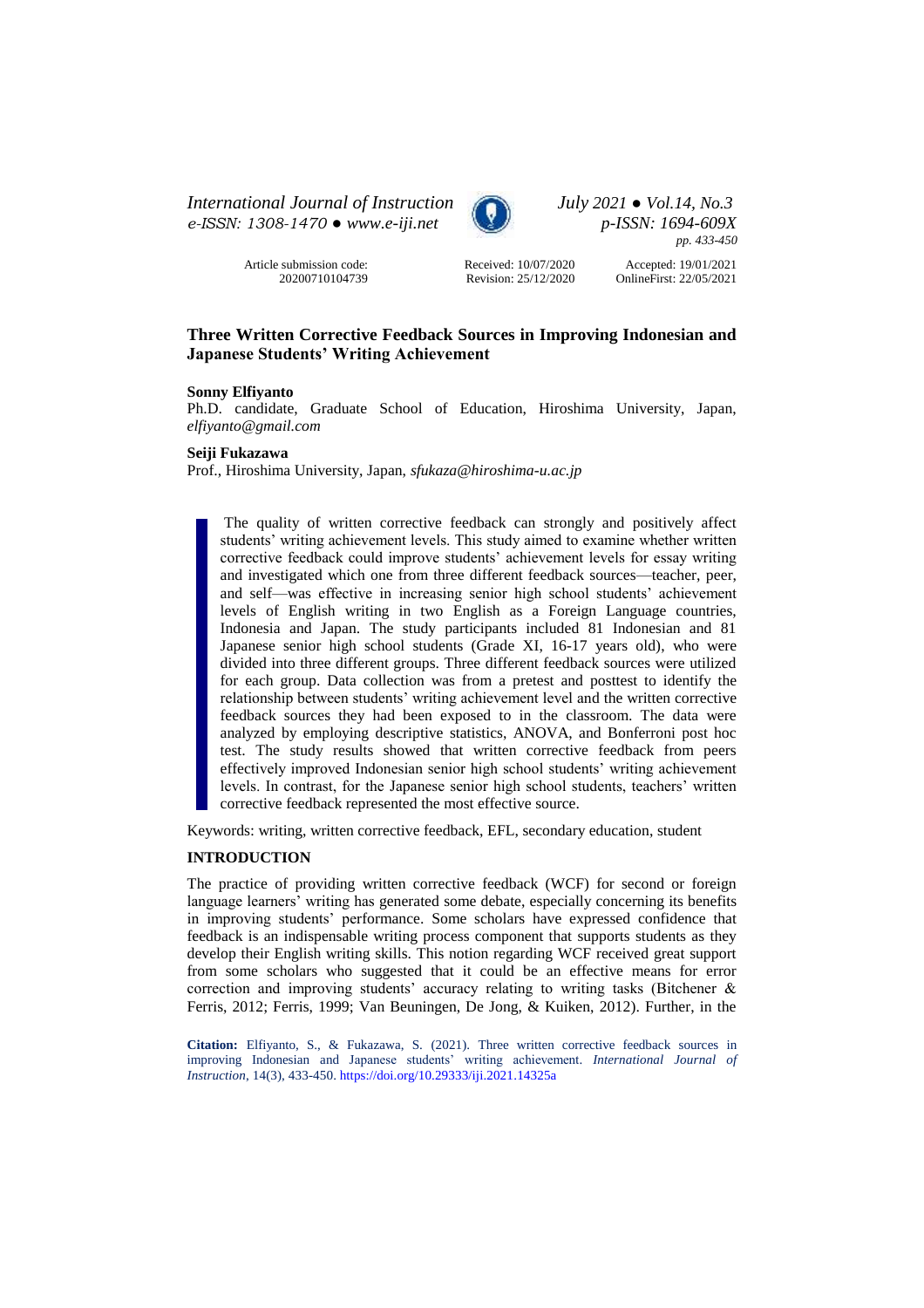*International Journal of Instruction*
*e-ISSN: 1308-1470 ● www.e-iji.net*

*July 2021 ● Vol.14, No.3*
*p-ISSN: 1694-609X*
*pp. 433-450*

Article submission code: 20200710104739

Received: 10/07/2020
Revision: 25/12/2020

Accepted: 19/01/2021
OnlineFirst: 22/05/2021

# Three Written Corrective Feedback Sources in Improving Indonesian and Japanese Students' Writing Achievement

**Sonny Elfiyanto**
Ph.D. candidate, Graduate School of Education, Hiroshima University, Japan, *elfiyanto@gmail.com*

**Seiji Fukazawa**
Prof., Hiroshima University, Japan, *sfukaza@hiroshima-u.ac.jp*

The quality of written corrective feedback can strongly and positively affect students' writing achievement levels. This study aimed to examine whether written corrective feedback could improve students' achievement levels for essay writing and investigated which one from three different feedback sources—teacher, peer, and self—was effective in increasing senior high school students' achievement levels of English writing in two English as a Foreign Language countries, Indonesia and Japan. The study participants included 81 Indonesian and 81 Japanese senior high school students (Grade XI, 16-17 years old), who were divided into three different groups. Three different feedback sources were utilized for each group. Data collection was from a pretest and posttest to identify the relationship between students' writing achievement level and the written corrective feedback sources they had been exposed to in the classroom. The data were analyzed by employing descriptive statistics, ANOVA, and Bonferroni post hoc test. The study results showed that written corrective feedback from peers effectively improved Indonesian senior high school students' writing achievement levels. In contrast, for the Japanese senior high school students, teachers' written corrective feedback represented the most effective source.

Keywords: writing, written corrective feedback, EFL, secondary education, student

## INTRODUCTION

The practice of providing written corrective feedback (WCF) for second or foreign language learners' writing has generated some debate, especially concerning its benefits in improving students' performance. Some scholars have expressed confidence that feedback is an indispensable writing process component that supports students as they develop their English writing skills. This notion regarding WCF received great support from some scholars who suggested that it could be an effective means for error correction and improving students' accuracy relating to writing tasks (Bitchener & Ferris, 2012; Ferris, 1999; Van Beuningen, De Jong, & Kuiken, 2012). Further, in the

**Citation:** Elfiyanto, S., & Fukazawa, S. (2021). Three written corrective feedback sources in improving Indonesian and Japanese students' writing achievement. *International Journal of Instruction*, 14(3), 433-450. https://doi.org/10.29333/iji.2021.14325a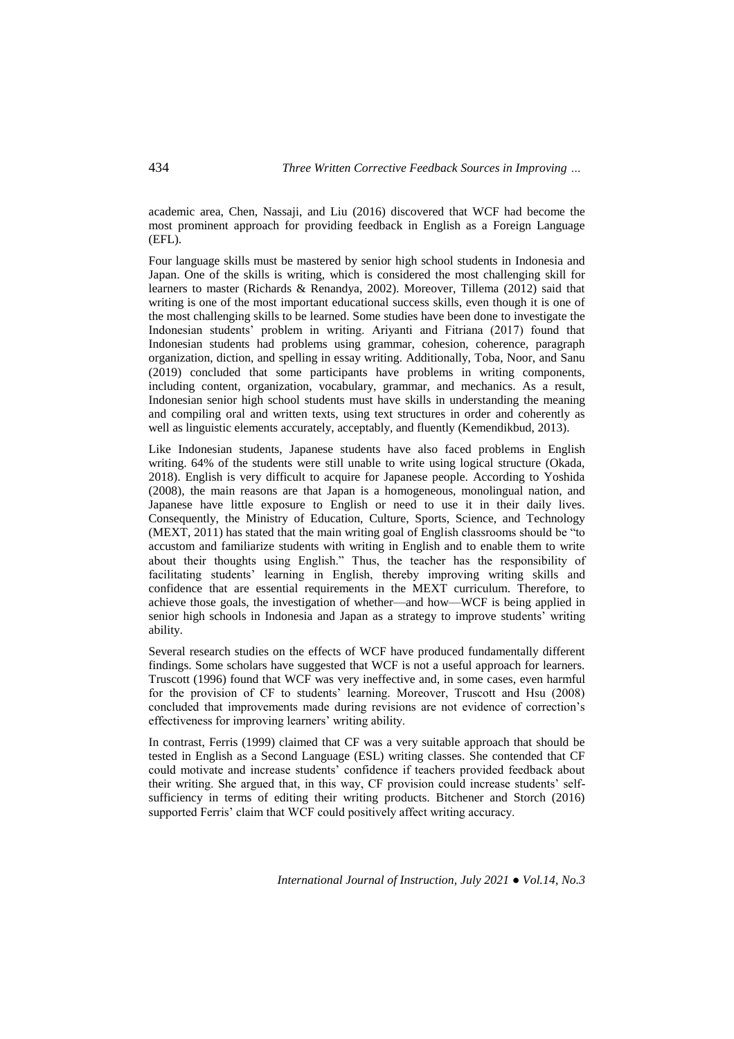academic area, Chen, Nassaji, and Liu (2016) discovered that WCF had become the most prominent approach for providing feedback in English as a Foreign Language (EFL).

Four language skills must be mastered by senior high school students in Indonesia and Japan. One of the skills is writing, which is considered the most challenging skill for learners to master (Richards & Renandya, 2002). Moreover, Tillema (2012) said that writing is one of the most important educational success skills, even though it is one of the most challenging skills to be learned. Some studies have been done to investigate the Indonesian students' problem in writing. Ariyanti and Fitriana (2017) found that Indonesian students had problems using grammar, cohesion, coherence, paragraph organization, diction, and spelling in essay writing. Additionally, Toba, Noor, and Sanu (2019) concluded that some participants have problems in writing components, including content, organization, vocabulary, grammar, and mechanics. As a result, Indonesian senior high school students must have skills in understanding the meaning and compiling oral and written texts, using text structures in order and coherently as well as linguistic elements accurately, acceptably, and fluently (Kemendikbud, 2013).

Like Indonesian students, Japanese students have also faced problems in English writing. 64% of the students were still unable to write using logical structure (Okada, 2018). English is very difficult to acquire for Japanese people. According to Yoshida (2008), the main reasons are that Japan is a homogeneous, monolingual nation, and Japanese have little exposure to English or need to use it in their daily lives. Consequently, the Ministry of Education, Culture, Sports, Science, and Technology (MEXT, 2011) has stated that the main writing goal of English classrooms should be "to accustom and familiarize students with writing in English and to enable them to write about their thoughts using English." Thus, the teacher has the responsibility of facilitating students' learning in English, thereby improving writing skills and confidence that are essential requirements in the MEXT curriculum. Therefore, to achieve those goals, the investigation of whether—and how—WCF is being applied in senior high schools in Indonesia and Japan as a strategy to improve students' writing ability.

Several research studies on the effects of WCF have produced fundamentally different findings. Some scholars have suggested that WCF is not a useful approach for learners. Truscott (1996) found that WCF was very ineffective and, in some cases, even harmful for the provision of CF to students' learning. Moreover, Truscott and Hsu (2008) concluded that improvements made during revisions are not evidence of correction's effectiveness for improving learners' writing ability.

In contrast, Ferris (1999) claimed that CF was a very suitable approach that should be tested in English as a Second Language (ESL) writing classes. She contended that CF could motivate and increase students' confidence if teachers provided feedback about their writing. She argued that, in this way, CF provision could increase students' self-sufficiency in terms of editing their writing products. Bitchener and Storch (2016) supported Ferris' claim that WCF could positively affect writing accuracy.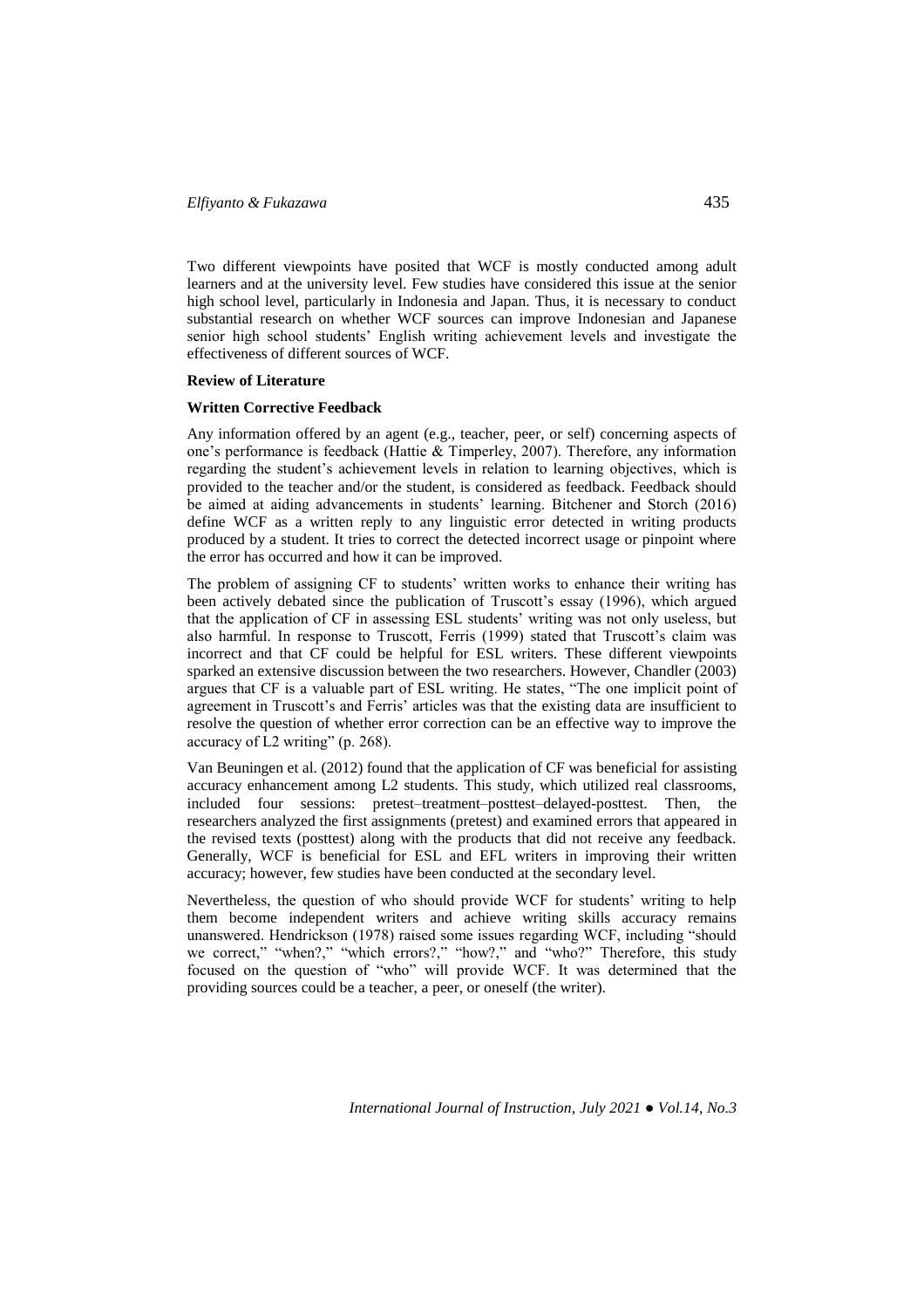Two different viewpoints have posited that WCF is mostly conducted among adult learners and at the university level. Few studies have considered this issue at the senior high school level, particularly in Indonesia and Japan. Thus, it is necessary to conduct substantial research on whether WCF sources can improve Indonesian and Japanese senior high school students' English writing achievement levels and investigate the effectiveness of different sources of WCF.

## Review of Literature

### Written Corrective Feedback

Any information offered by an agent (e.g., teacher, peer, or self) concerning aspects of one's performance is feedback (Hattie & Timperley, 2007). Therefore, any information regarding the student's achievement levels in relation to learning objectives, which is provided to the teacher and/or the student, is considered as feedback. Feedback should be aimed at aiding advancements in students' learning. Bitchener and Storch (2016) define WCF as a written reply to any linguistic error detected in writing products produced by a student. It tries to correct the detected incorrect usage or pinpoint where the error has occurred and how it can be improved.

The problem of assigning CF to students' written works to enhance their writing has been actively debated since the publication of Truscott's essay (1996), which argued that the application of CF in assessing ESL students' writing was not only useless, but also harmful. In response to Truscott, Ferris (1999) stated that Truscott's claim was incorrect and that CF could be helpful for ESL writers. These different viewpoints sparked an extensive discussion between the two researchers. However, Chandler (2003) argues that CF is a valuable part of ESL writing. He states, "The one implicit point of agreement in Truscott's and Ferris' articles was that the existing data are insufficient to resolve the question of whether error correction can be an effective way to improve the accuracy of L2 writing" (p. 268).

Van Beuningen et al. (2012) found that the application of CF was beneficial for assisting accuracy enhancement among L2 students. This study, which utilized real classrooms, included four sessions: pretest–treatment–posttest–delayed-posttest. Then, the researchers analyzed the first assignments (pretest) and examined errors that appeared in the revised texts (posttest) along with the products that did not receive any feedback. Generally, WCF is beneficial for ESL and EFL writers in improving their written accuracy; however, few studies have been conducted at the secondary level.

Nevertheless, the question of who should provide WCF for students' writing to help them become independent writers and achieve writing skills accuracy remains unanswered. Hendrickson (1978) raised some issues regarding WCF, including "should we correct," "when?," "which errors?," "how?," and "who?" Therefore, this study focused on the question of "who" will provide WCF. It was determined that the providing sources could be a teacher, a peer, or oneself (the writer).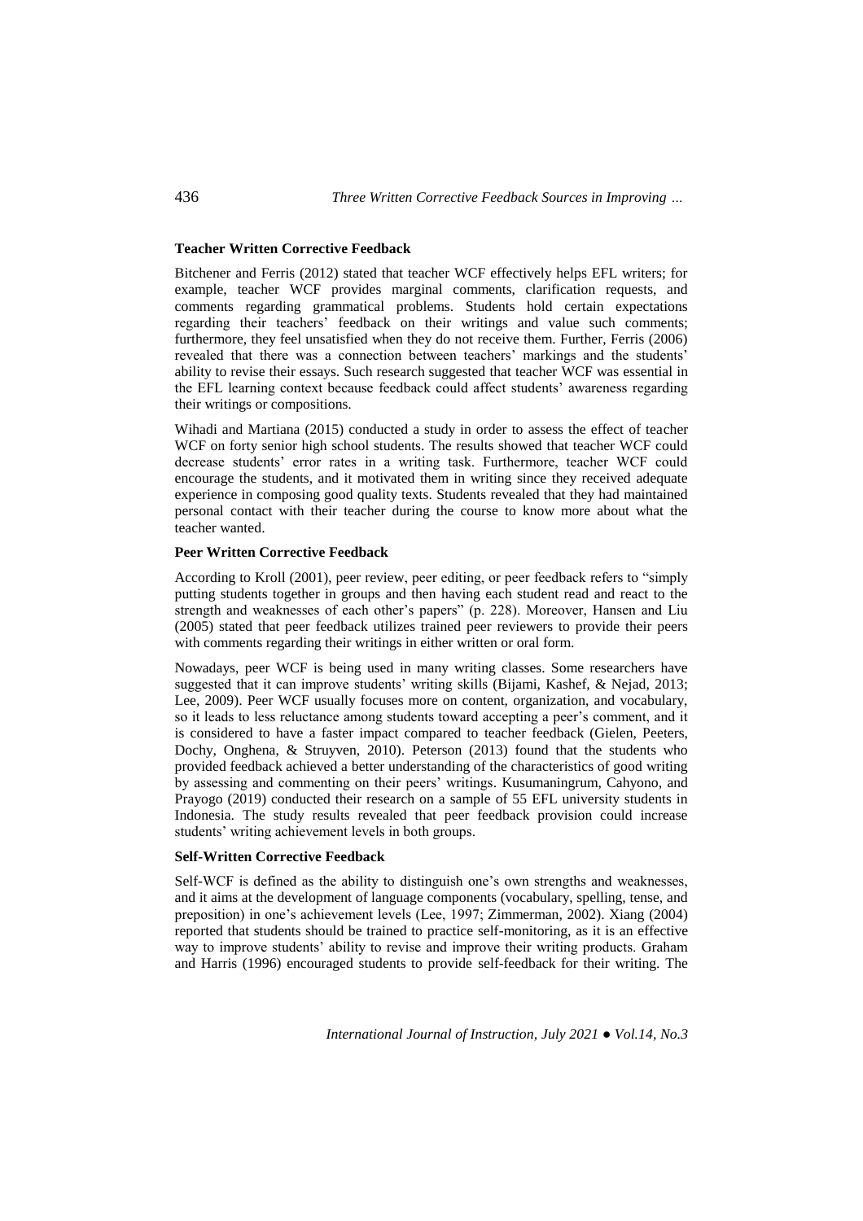### Teacher Written Corrective Feedback

Bitchener and Ferris (2012) stated that teacher WCF effectively helps EFL writers; for example, teacher WCF provides marginal comments, clarification requests, and comments regarding grammatical problems. Students hold certain expectations regarding their teachers' feedback on their writings and value such comments; furthermore, they feel unsatisfied when they do not receive them. Further, Ferris (2006) revealed that there was a connection between teachers' markings and the students' ability to revise their essays. Such research suggested that teacher WCF was essential in the EFL learning context because feedback could affect students' awareness regarding their writings or compositions.

Wihadi and Martiana (2015) conducted a study in order to assess the effect of teacher WCF on forty senior high school students. The results showed that teacher WCF could decrease students' error rates in a writing task. Furthermore, teacher WCF could encourage the students, and it motivated them in writing since they received adequate experience in composing good quality texts. Students revealed that they had maintained personal contact with their teacher during the course to know more about what the teacher wanted.

### Peer Written Corrective Feedback

According to Kroll (2001), peer review, peer editing, or peer feedback refers to "simply putting students together in groups and then having each student read and react to the strength and weaknesses of each other's papers" (p. 228). Moreover, Hansen and Liu (2005) stated that peer feedback utilizes trained peer reviewers to provide their peers with comments regarding their writings in either written or oral form.

Nowadays, peer WCF is being used in many writing classes. Some researchers have suggested that it can improve students' writing skills (Bijami, Kashef, & Nejad, 2013; Lee, 2009). Peer WCF usually focuses more on content, organization, and vocabulary, so it leads to less reluctance among students toward accepting a peer's comment, and it is considered to have a faster impact compared to teacher feedback (Gielen, Peeters, Dochy, Onghena, & Struyven, 2010). Peterson (2013) found that the students who provided feedback achieved a better understanding of the characteristics of good writing by assessing and commenting on their peers' writings. Kusumaningrum, Cahyono, and Prayogo (2019) conducted their research on a sample of 55 EFL university students in Indonesia. The study results revealed that peer feedback provision could increase students' writing achievement levels in both groups.

### Self-Written Corrective Feedback

Self-WCF is defined as the ability to distinguish one's own strengths and weaknesses, and it aims at the development of language components (vocabulary, spelling, tense, and preposition) in one's achievement levels (Lee, 1997; Zimmerman, 2002). Xiang (2004) reported that students should be trained to practice self-monitoring, as it is an effective way to improve students' ability to revise and improve their writing products. Graham and Harris (1996) encouraged students to provide self-feedback for their writing. The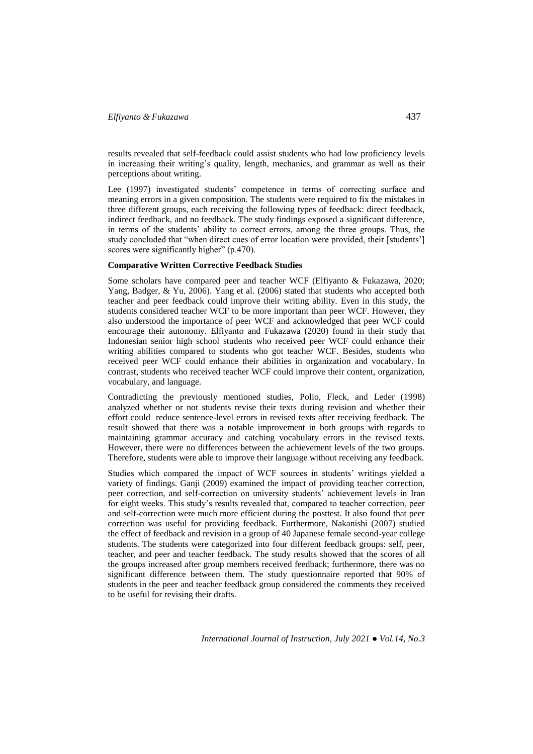results revealed that self-feedback could assist students who had low proficiency levels in increasing their writing's quality, length, mechanics, and grammar as well as their perceptions about writing.

Lee (1997) investigated students' competence in terms of correcting surface and meaning errors in a given composition. The students were required to fix the mistakes in three different groups, each receiving the following types of feedback: direct feedback, indirect feedback, and no feedback. The study findings exposed a significant difference, in terms of the students' ability to correct errors, among the three groups. Thus, the study concluded that "when direct cues of error location were provided, their [students'] scores were significantly higher" (p.470).

**Comparative Written Corrective Feedback Studies**

Some scholars have compared peer and teacher WCF (Elfiyanto & Fukazawa, 2020; Yang, Badger, & Yu, 2006). Yang et al. (2006) stated that students who accepted both teacher and peer feedback could improve their writing ability. Even in this study, the students considered teacher WCF to be more important than peer WCF. However, they also understood the importance of peer WCF and acknowledged that peer WCF could encourage their autonomy. Elfiyanto and Fukazawa (2020) found in their study that Indonesian senior high school students who received peer WCF could enhance their writing abilities compared to students who got teacher WCF. Besides, students who received peer WCF could enhance their abilities in organization and vocabulary. In contrast, students who received teacher WCF could improve their content, organization, vocabulary, and language.

Contradicting the previously mentioned studies, Polio, Fleck, and Leder (1998) analyzed whether or not students revise their texts during revision and whether their effort could reduce sentence-level errors in revised texts after receiving feedback. The result showed that there was a notable improvement in both groups with regards to maintaining grammar accuracy and catching vocabulary errors in the revised texts. However, there were no differences between the achievement levels of the two groups. Therefore, students were able to improve their language without receiving any feedback.

Studies which compared the impact of WCF sources in students' writings yielded a variety of findings. Ganji (2009) examined the impact of providing teacher correction, peer correction, and self-correction on university students' achievement levels in Iran for eight weeks. This study's results revealed that, compared to teacher correction, peer and self-correction were much more efficient during the posttest. It also found that peer correction was useful for providing feedback. Furthermore, Nakanishi (2007) studied the effect of feedback and revision in a group of 40 Japanese female second-year college students. The students were categorized into four different feedback groups: self, peer, teacher, and peer and teacher feedback. The study results showed that the scores of all the groups increased after group members received feedback; furthermore, there was no significant difference between them. The study questionnaire reported that 90% of students in the peer and teacher feedback group considered the comments they received to be useful for revising their drafts.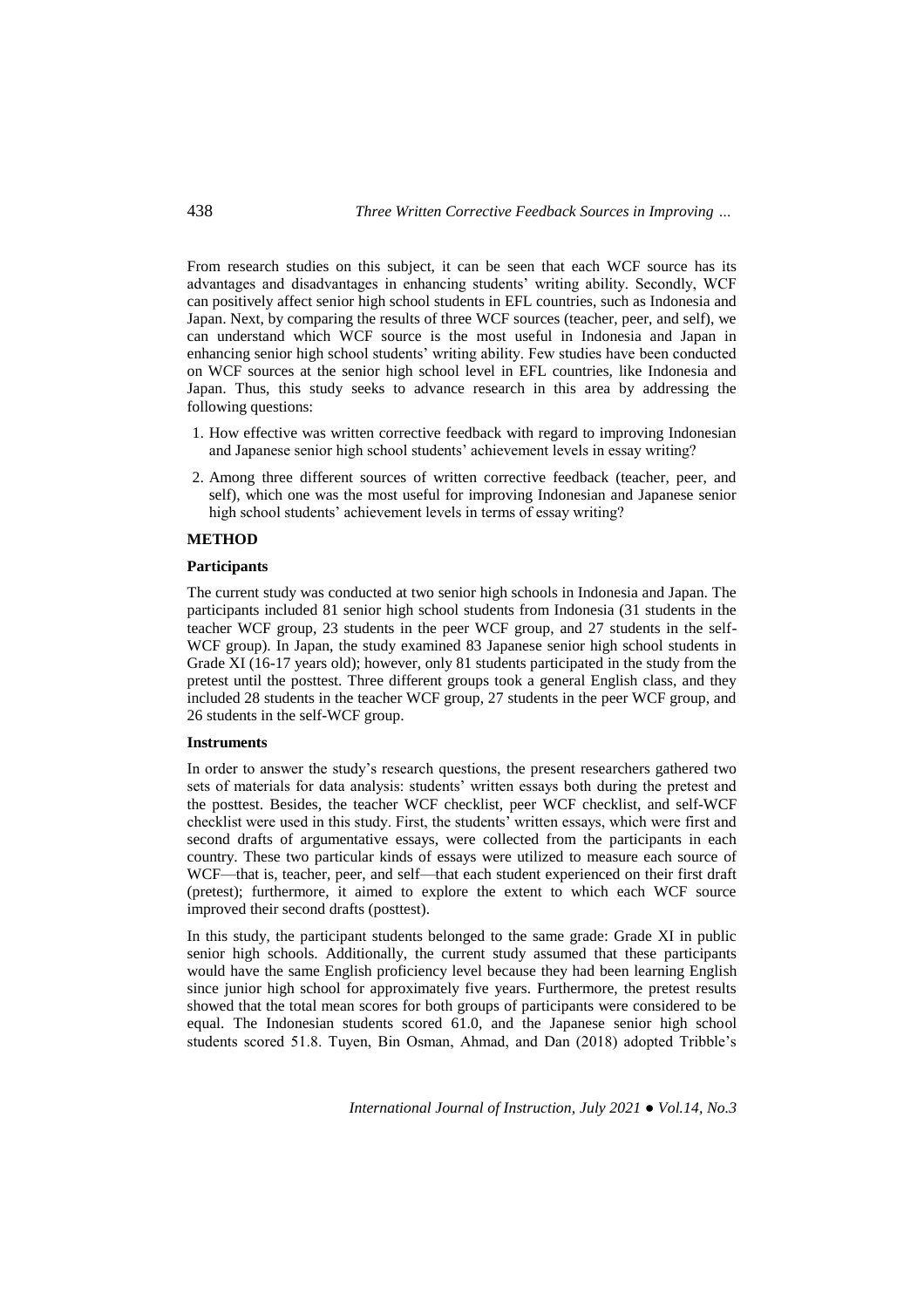From research studies on this subject, it can be seen that each WCF source has its advantages and disadvantages in enhancing students' writing ability. Secondly, WCF can positively affect senior high school students in EFL countries, such as Indonesia and Japan. Next, by comparing the results of three WCF sources (teacher, peer, and self), we can understand which WCF source is the most useful in Indonesia and Japan in enhancing senior high school students' writing ability. Few studies have been conducted on WCF sources at the senior high school level in EFL countries, like Indonesia and Japan. Thus, this study seeks to advance research in this area by addressing the following questions:

1. How effective was written corrective feedback with regard to improving Indonesian and Japanese senior high school students' achievement levels in essay writing?
2. Among three different sources of written corrective feedback (teacher, peer, and self), which one was the most useful for improving Indonesian and Japanese senior high school students' achievement levels in terms of essay writing?

## METHOD

### Participants

The current study was conducted at two senior high schools in Indonesia and Japan. The participants included 81 senior high school students from Indonesia (31 students in the teacher WCF group, 23 students in the peer WCF group, and 27 students in the self-WCF group). In Japan, the study examined 83 Japanese senior high school students in Grade XI (16-17 years old); however, only 81 students participated in the study from the pretest until the posttest. Three different groups took a general English class, and they included 28 students in the teacher WCF group, 27 students in the peer WCF group, and 26 students in the self-WCF group.

### Instruments

In order to answer the study's research questions, the present researchers gathered two sets of materials for data analysis: students' written essays both during the pretest and the posttest. Besides, the teacher WCF checklist, peer WCF checklist, and self-WCF checklist were used in this study. First, the students' written essays, which were first and second drafts of argumentative essays, were collected from the participants in each country. These two particular kinds of essays were utilized to measure each source of WCF—that is, teacher, peer, and self—that each student experienced on their first draft (pretest); furthermore, it aimed to explore the extent to which each WCF source improved their second drafts (posttest).

In this study, the participant students belonged to the same grade: Grade XI in public senior high schools. Additionally, the current study assumed that these participants would have the same English proficiency level because they had been learning English since junior high school for approximately five years. Furthermore, the pretest results showed that the total mean scores for both groups of participants were considered to be equal. The Indonesian students scored 61.0, and the Japanese senior high school students scored 51.8. Tuyen, Bin Osman, Ahmad, and Dan (2018) adopted Tribble's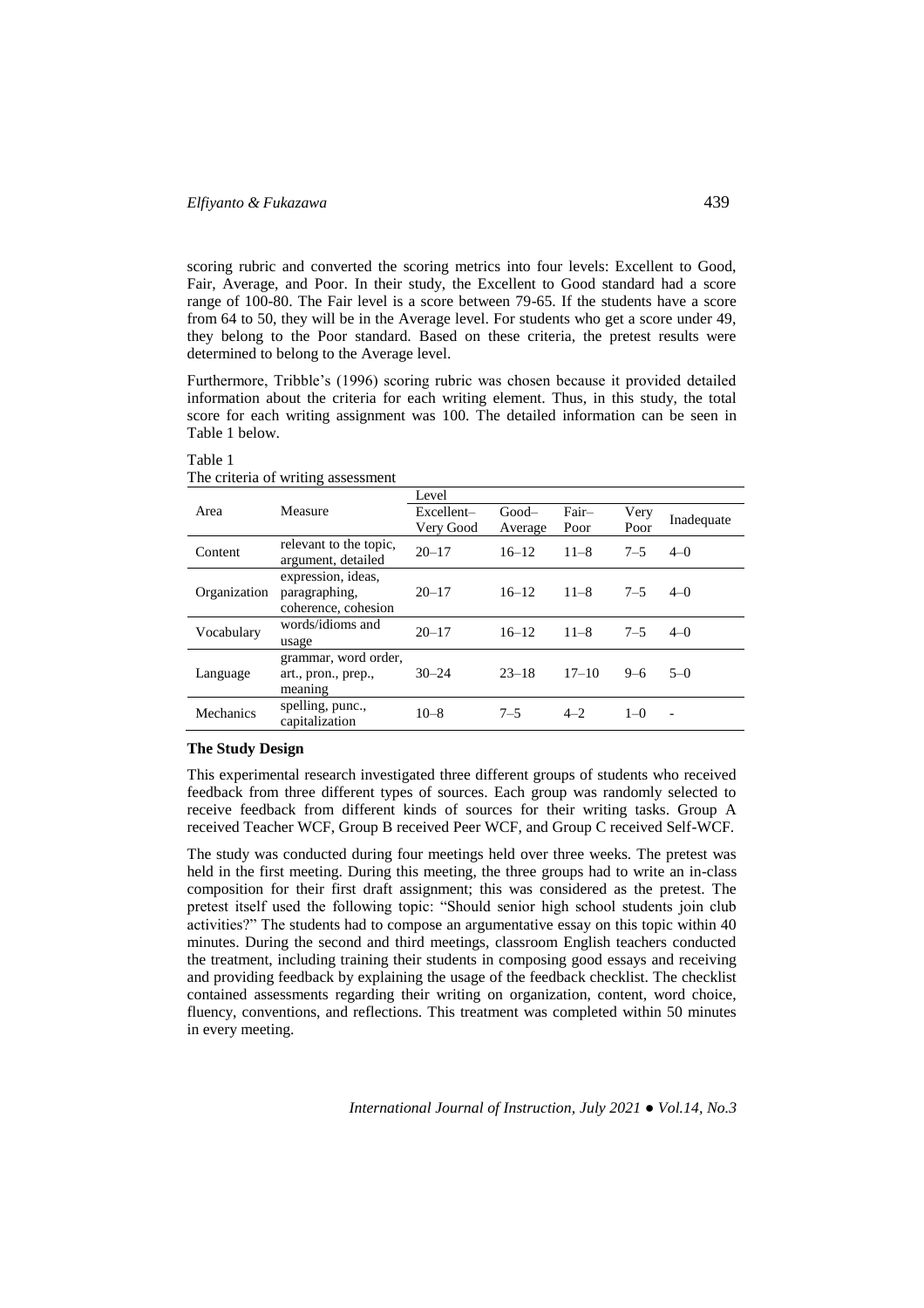scoring rubric and converted the scoring metrics into four levels: Excellent to Good, Fair, Average, and Poor. In their study, the Excellent to Good standard had a score range of 100-80. The Fair level is a score between 79-65. If the students have a score from 64 to 50, they will be in the Average level. For students who get a score under 49, they belong to the Poor standard. Based on these criteria, the pretest results were determined to belong to the Average level.

Furthermore, Tribble's (1996) scoring rubric was chosen because it provided detailed information about the criteria for each writing element. Thus, in this study, the total score for each writing assignment was 100. The detailed information can be seen in Table 1 below.

Table 1
The criteria of writing assessment

| Area | Measure | Level | | | | |
|---|---|---|---|---|---|---|
| | | Excellent–Very Good | Good–Average | Fair–Poor | Very Poor | Inadequate |
| Content | relevant to the topic, argument, detailed | 20–17 | 16–12 | 11–8 | 7–5 | 4–0 |
| Organization | expression, ideas, paragraphing, coherence, cohesion | 20–17 | 16–12 | 11–8 | 7–5 | 4–0 |
| Vocabulary | words/idioms and usage | 20–17 | 16–12 | 11–8 | 7–5 | 4–0 |
| Language | grammar, word order, art., pron., prep., meaning | 30–24 | 23–18 | 17–10 | 9–6 | 5–0 |
| Mechanics | spelling, punc., capitalization | 10–8 | 7–5 | 4–2 | 1–0 | - |

**The Study Design**

This experimental research investigated three different groups of students who received feedback from three different types of sources. Each group was randomly selected to receive feedback from different kinds of sources for their writing tasks. Group A received Teacher WCF, Group B received Peer WCF, and Group C received Self-WCF.

The study was conducted during four meetings held over three weeks. The pretest was held in the first meeting. During this meeting, the three groups had to write an in-class composition for their first draft assignment; this was considered as the pretest. The pretest itself used the following topic: "Should senior high school students join club activities?" The students had to compose an argumentative essay on this topic within 40 minutes. During the second and third meetings, classroom English teachers conducted the treatment, including training their students in composing good essays and receiving and providing feedback by explaining the usage of the feedback checklist. The checklist contained assessments regarding their writing on organization, content, word choice, fluency, conventions, and reflections. This treatment was completed within 50 minutes in every meeting.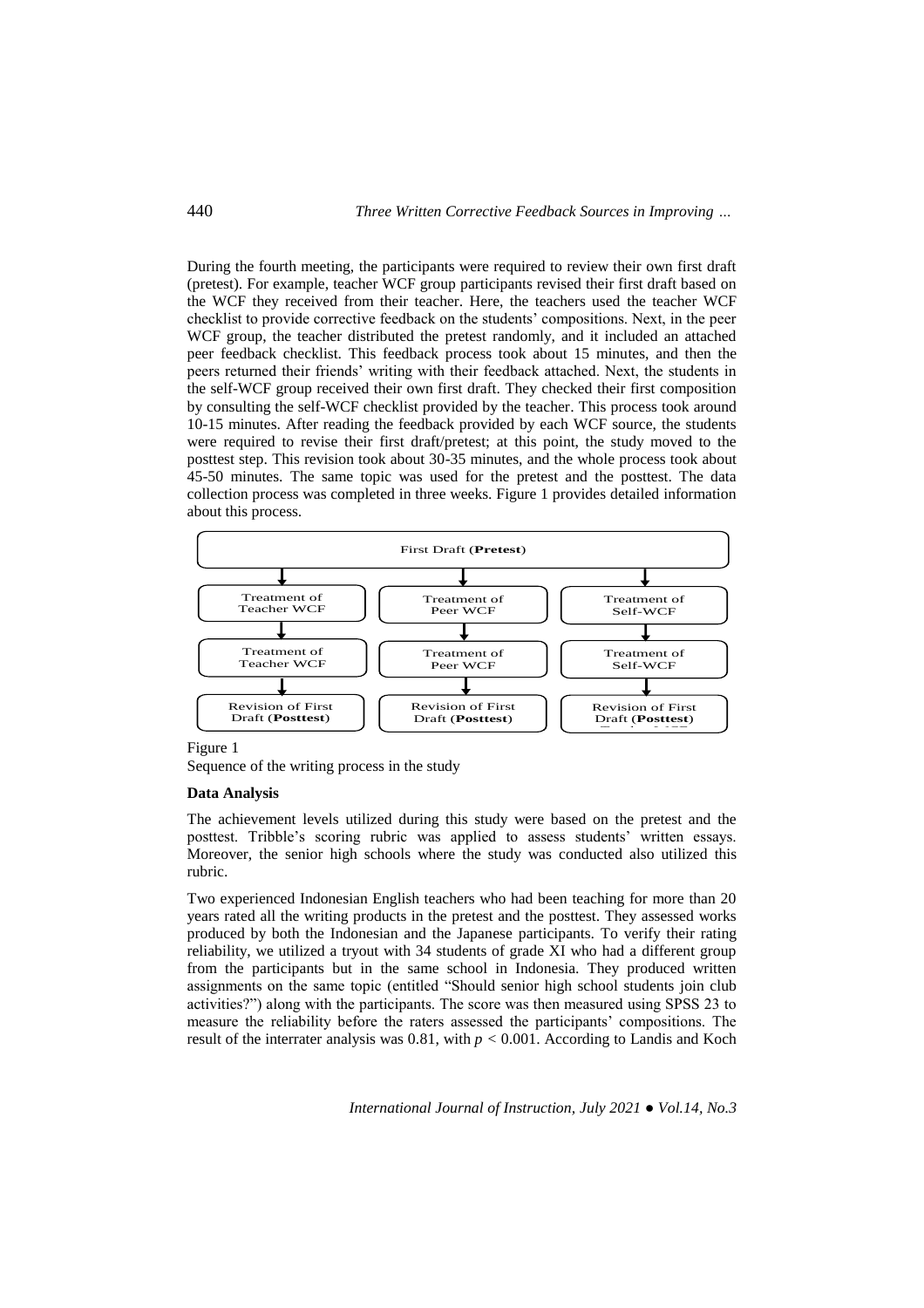During the fourth meeting, the participants were required to review their own first draft (pretest). For example, teacher WCF group participants revised their first draft based on the WCF they received from their teacher. Here, the teachers used the teacher WCF checklist to provide corrective feedback on the students' compositions. Next, in the peer WCF group, the teacher distributed the pretest randomly, and it included an attached peer feedback checklist. This feedback process took about 15 minutes, and then the peers returned their friends' writing with their feedback attached. Next, the students in the self-WCF group received their own first draft. They checked their first composition by consulting the self-WCF checklist provided by the teacher. This process took around 10-15 minutes. After reading the feedback provided by each WCF source, the students were required to revise their first draft/pretest; at this point, the study moved to the posttest step. This revision took about 30-35 minutes, and the whole process took about 45-50 minutes. The same topic was used for the pretest and the posttest. The data collection process was completed in three weeks. Figure 1 provides detailed information about this process.

First Draft (**Pretest**)

| Teacher WCF | Peer WCF | Self-WCF |
| --- | --- | --- |
| Treatment of Teacher WCF | Treatment of Peer WCF | Treatment of Self-WCF |
| Treatment of Teacher WCF | Treatment of Peer WCF | Treatment of Self-WCF |
| Revision of First Draft (**Posttest**) | Revision of First Draft (**Posttest**) | Revision of First Draft (**Posttest**) |

Figure 1

Sequence of the writing process in the study

**Data Analysis**

The achievement levels utilized during this study were based on the pretest and the posttest. Tribble's scoring rubric was applied to assess students' written essays. Moreover, the senior high schools where the study was conducted also utilized this rubric.

Two experienced Indonesian English teachers who had been teaching for more than 20 years rated all the writing products in the pretest and the posttest. They assessed works produced by both the Indonesian and the Japanese participants. To verify their rating reliability, we utilized a tryout with 34 students of grade XI who had a different group from the participants but in the same school in Indonesia. They produced written assignments on the same topic (entitled "Should senior high school students join club activities?") along with the participants. The score was then measured using SPSS 23 to measure the reliability before the raters assessed the participants' compositions. The result of the interrater analysis was 0.81, with $p < 0.001$. According to Landis and Koch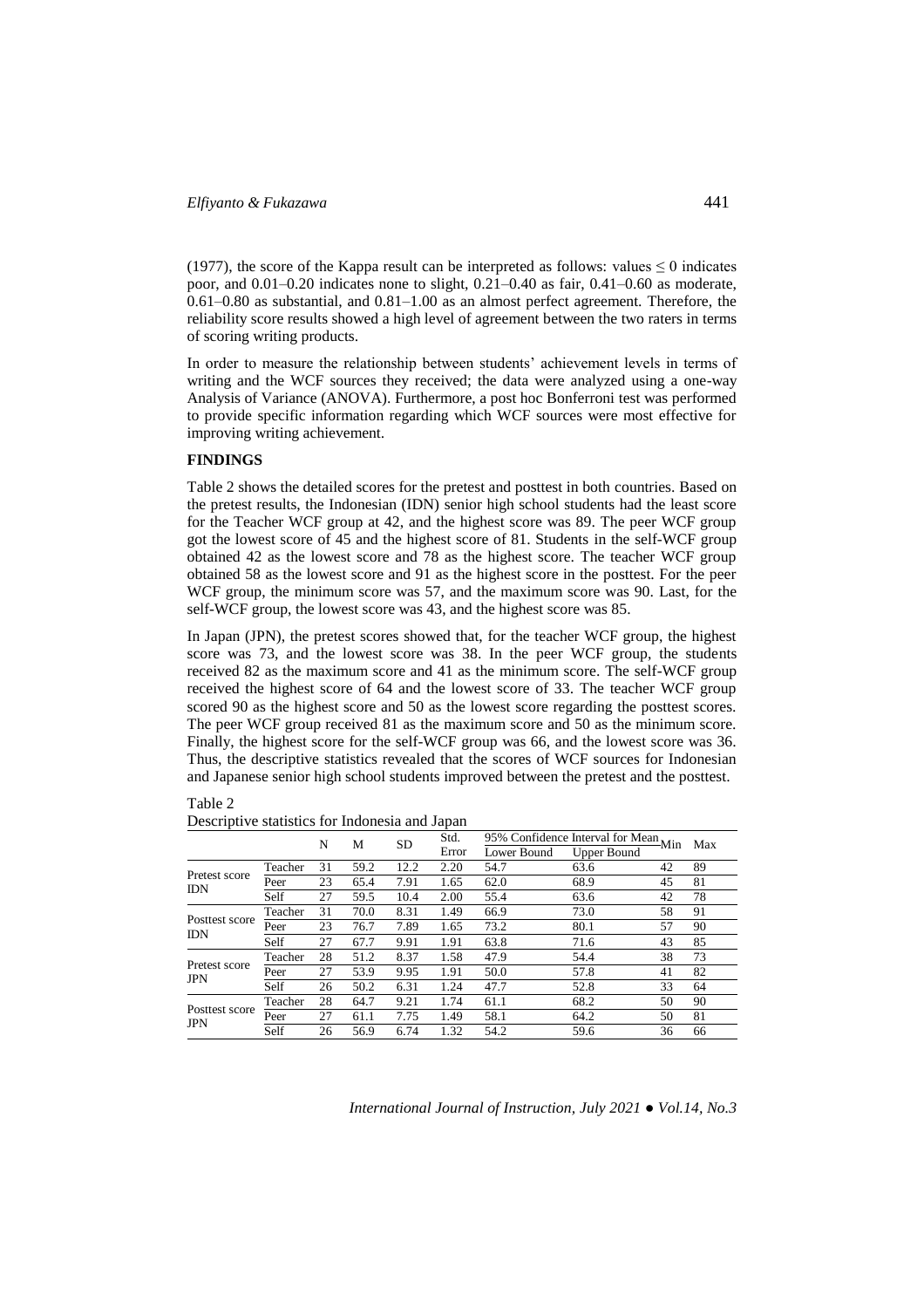(1977), the score of the Kappa result can be interpreted as follows: values ≤ 0 indicates poor, and 0.01–0.20 indicates none to slight, 0.21–0.40 as fair, 0.41–0.60 as moderate, 0.61–0.80 as substantial, and 0.81–1.00 as an almost perfect agreement. Therefore, the reliability score results showed a high level of agreement between the two raters in terms of scoring writing products.

In order to measure the relationship between students' achievement levels in terms of writing and the WCF sources they received; the data were analyzed using a one-way Analysis of Variance (ANOVA). Furthermore, a post hoc Bonferroni test was performed to provide specific information regarding which WCF sources were most effective for improving writing achievement.

## FINDINGS

Table 2 shows the detailed scores for the pretest and posttest in both countries. Based on the pretest results, the Indonesian (IDN) senior high school students had the least score for the Teacher WCF group at 42, and the highest score was 89. The peer WCF group got the lowest score of 45 and the highest score of 81. Students in the self-WCF group obtained 42 as the lowest score and 78 as the highest score. The teacher WCF group obtained 58 as the lowest score and 91 as the highest score in the posttest. For the peer WCF group, the minimum score was 57, and the maximum score was 90. Last, for the self-WCF group, the lowest score was 43, and the highest score was 85.

In Japan (JPN), the pretest scores showed that, for the teacher WCF group, the highest score was 73, and the lowest score was 38. In the peer WCF group, the students received 82 as the maximum score and 41 as the minimum score. The self-WCF group received the highest score of 64 and the lowest score of 33. The teacher WCF group scored 90 as the highest score and 50 as the lowest score regarding the posttest scores. The peer WCF group received 81 as the maximum score and 50 as the minimum score. Finally, the highest score for the self-WCF group was 66, and the lowest score was 36. Thus, the descriptive statistics revealed that the scores of WCF sources for Indonesian and Japanese senior high school students improved between the pretest and the posttest.

Table 2
Descriptive statistics for Indonesia and Japan

| | | N | M | SD | Std. Error | 95% Confidence Interval for Mean | | Min | Max |
|---|---|---|---|---|---|---|---|---|---|
| | | | | | | Lower Bound | Upper Bound | | |
| Pretest score IDN | Teacher | 31 | 59.2 | 12.2 | 2.20 | 54.7 | 63.6 | 42 | 89 |
| | Peer | 23 | 65.4 | 7.91 | 1.65 | 62.0 | 68.9 | 45 | 81 |
| | Self | 27 | 59.5 | 10.4 | 2.00 | 55.4 | 63.6 | 42 | 78 |
| Posttest score IDN | Teacher | 31 | 70.0 | 8.31 | 1.49 | 66.9 | 73.0 | 58 | 91 |
| | Peer | 23 | 76.7 | 7.89 | 1.65 | 73.2 | 80.1 | 57 | 90 |
| | Self | 27 | 67.7 | 9.91 | 1.91 | 63.8 | 71.6 | 43 | 85 |
| Pretest score JPN | Teacher | 28 | 51.2 | 8.37 | 1.58 | 47.9 | 54.4 | 38 | 73 |
| | Peer | 27 | 53.9 | 9.95 | 1.91 | 50.0 | 57.8 | 41 | 82 |
| | Self | 26 | 50.2 | 6.31 | 1.24 | 47.7 | 52.8 | 33 | 64 |
| Posttest score JPN | Teacher | 28 | 64.7 | 9.21 | 1.74 | 61.1 | 68.2 | 50 | 90 |
| | Peer | 27 | 61.1 | 7.75 | 1.49 | 58.1 | 64.2 | 50 | 81 |
| | Self | 26 | 56.9 | 6.74 | 1.32 | 54.2 | 59.6 | 36 | 66 |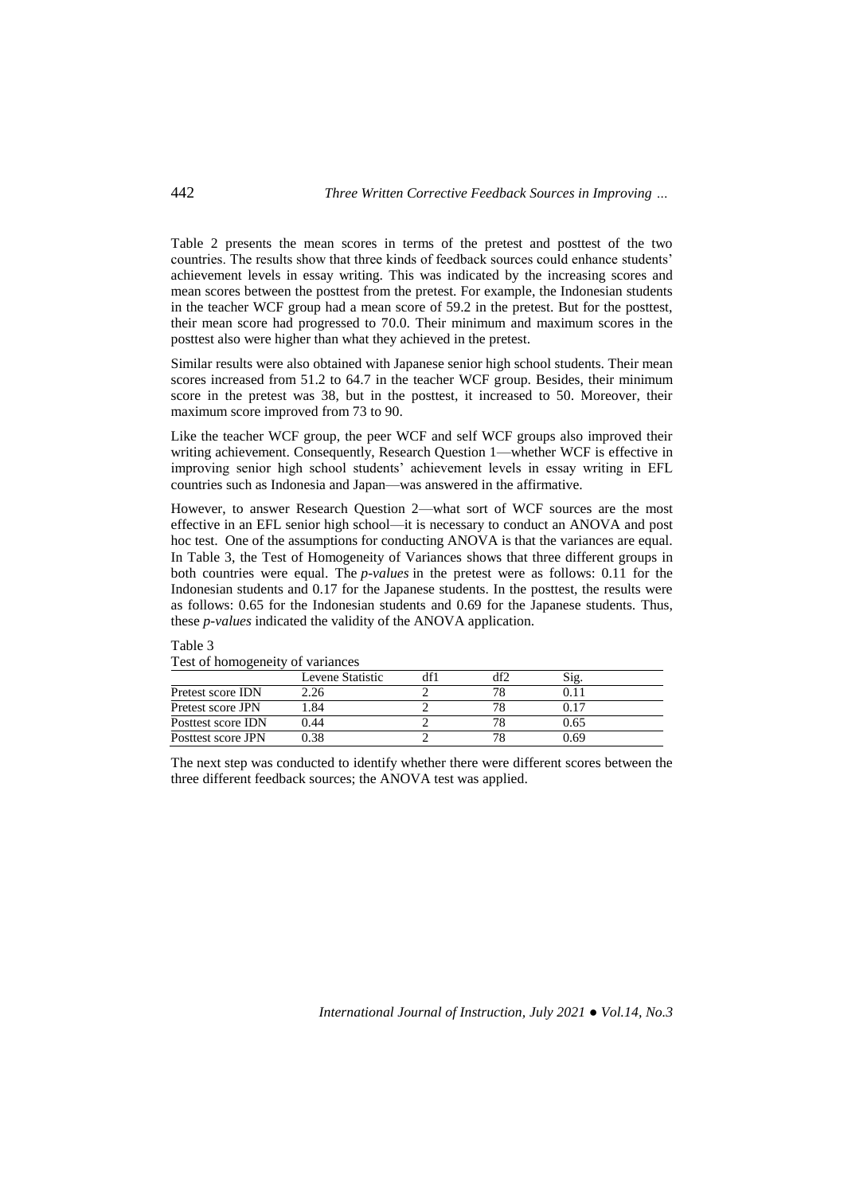Table 2 presents the mean scores in terms of the pretest and posttest of the two countries. The results show that three kinds of feedback sources could enhance students' achievement levels in essay writing. This was indicated by the increasing scores and mean scores between the posttest from the pretest. For example, the Indonesian students in the teacher WCF group had a mean score of 59.2 in the pretest. But for the posttest, their mean score had progressed to 70.0. Their minimum and maximum scores in the posttest also were higher than what they achieved in the pretest.

Similar results were also obtained with Japanese senior high school students. Their mean scores increased from 51.2 to 64.7 in the teacher WCF group. Besides, their minimum score in the pretest was 38, but in the posttest, it increased to 50. Moreover, their maximum score improved from 73 to 90.

Like the teacher WCF group, the peer WCF and self WCF groups also improved their writing achievement. Consequently, Research Question 1—whether WCF is effective in improving senior high school students' achievement levels in essay writing in EFL countries such as Indonesia and Japan—was answered in the affirmative.

However, to answer Research Question 2—what sort of WCF sources are the most effective in an EFL senior high school—it is necessary to conduct an ANOVA and post hoc test. One of the assumptions for conducting ANOVA is that the variances are equal. In Table 3, the Test of Homogeneity of Variances shows that three different groups in both countries were equal. The *p-values* in the pretest were as follows: 0.11 for the Indonesian students and 0.17 for the Japanese students. In the posttest, the results were as follows: 0.65 for the Indonesian students and 0.69 for the Japanese students. Thus, these *p-values* indicated the validity of the ANOVA application.

Table 3

Test of homogeneity of variances

| | Levene Statistic | df1 | df2 | Sig. |
|---|---|---|---|---|
| Pretest score IDN | 2.26 | 2 | 78 | 0.11 |
| Pretest score JPN | 1.84 | 2 | 78 | 0.17 |
| Posttest score IDN | 0.44 | 2 | 78 | 0.65 |
| Posttest score JPN | 0.38 | 2 | 78 | 0.69 |

The next step was conducted to identify whether there were different scores between the three different feedback sources; the ANOVA test was applied.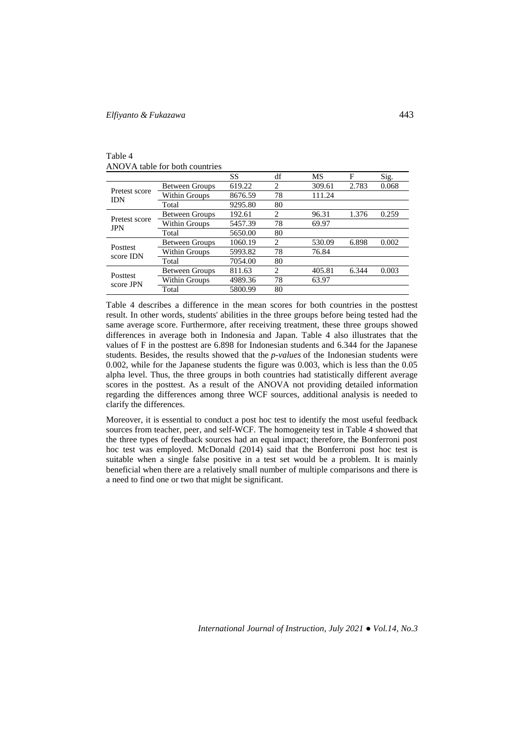Table 4
ANOVA table for both countries

| | | SS | df | MS | F | Sig. |
|---|---|---|---|---|---|---|
| Pretest score IDN | Between Groups | 619.22 | 2 | 309.61 | 2.783 | 0.068 |
| | Within Groups | 8676.59 | 78 | 111.24 | | |
| | Total | 9295.80 | 80 | | | |
| Pretest score JPN | Between Groups | 192.61 | 2 | 96.31 | 1.376 | 0.259 |
| | Within Groups | 5457.39 | 78 | 69.97 | | |
| | Total | 5650.00 | 80 | | | |
| Posttest score IDN | Between Groups | 1060.19 | 2 | 530.09 | 6.898 | 0.002 |
| | Within Groups | 5993.82 | 78 | 76.84 | | |
| | Total | 7054.00 | 80 | | | |
| Posttest score JPN | Between Groups | 811.63 | 2 | 405.81 | 6.344 | 0.003 |
| | Within Groups | 4989.36 | 78 | 63.97 | | |
| | Total | 5800.99 | 80 | | | |

Table 4 describes a difference in the mean scores for both countries in the posttest result. In other words, students' abilities in the three groups before being tested had the same average score. Furthermore, after receiving treatment, these three groups showed differences in average both in Indonesia and Japan. Table 4 also illustrates that the values of F in the posttest are 6.898 for Indonesian students and 6.344 for the Japanese students. Besides, the results showed that the *p-values* of the Indonesian students were 0.002, while for the Japanese students the figure was 0.003, which is less than the 0.05 alpha level. Thus, the three groups in both countries had statistically different average scores in the posttest. As a result of the ANOVA not providing detailed information regarding the differences among three WCF sources, additional analysis is needed to clarify the differences.

Moreover, it is essential to conduct a post hoc test to identify the most useful feedback sources from teacher, peer, and self-WCF. The homogeneity test in Table 4 showed that the three types of feedback sources had an equal impact; therefore, the Bonferroni post hoc test was employed. McDonald (2014) said that the Bonferroni post hoc test is suitable when a single false positive in a test set would be a problem. It is mainly beneficial when there are a relatively small number of multiple comparisons and there is a need to find one or two that might be significant.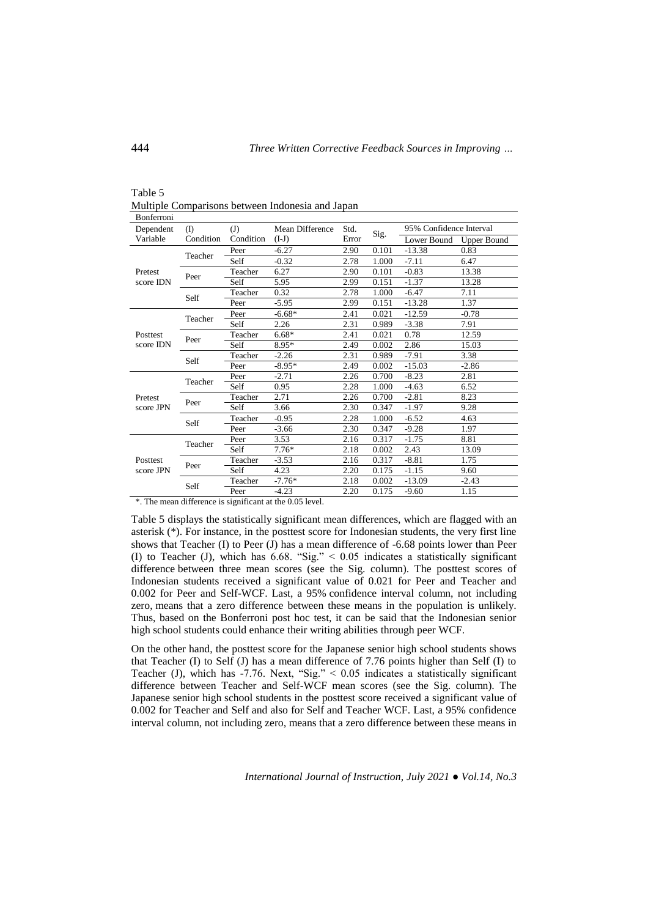Table 5
Multiple Comparisons between Indonesia and Japan

| Bonferroni | | | | | | | |
|---|---|---|---|---|---|---|---|
| Dependent Variable | (I) Condition | (J) Condition | Mean Difference (I-J) | Std. Error | Sig. | 95% Confidence Interval | |
| | | | | | | Lower Bound | Upper Bound |
| Pretest score IDN | Teacher | Peer | -6.27 | 2.90 | 0.101 | -13.38 | 0.83 |
| | | Self | -0.32 | 2.78 | 1.000 | -7.11 | 6.47 |
| | Peer | Teacher | 6.27 | 2.90 | 0.101 | -0.83 | 13.38 |
| | | Self | 5.95 | 2.99 | 0.151 | -1.37 | 13.28 |
| | Self | Teacher | 0.32 | 2.78 | 1.000 | -6.47 | 7.11 |
| | | Peer | -5.95 | 2.99 | 0.151 | -13.28 | 1.37 |
| Posttest score IDN | Teacher | Peer | -6.68* | 2.41 | 0.021 | -12.59 | -0.78 |
| | | Self | 2.26 | 2.31 | 0.989 | -3.38 | 7.91 |
| | Peer | Teacher | 6.68* | 2.41 | 0.021 | 0.78 | 12.59 |
| | | Self | 8.95* | 2.49 | 0.002 | 2.86 | 15.03 |
| | Self | Teacher | -2.26 | 2.31 | 0.989 | -7.91 | 3.38 |
| | | Peer | -8.95* | 2.49 | 0.002 | -15.03 | -2.86 |
| Pretest score JPN | Teacher | Peer | -2.71 | 2.26 | 0.700 | -8.23 | 2.81 |
| | | Self | 0.95 | 2.28 | 1.000 | -4.63 | 6.52 |
| | Peer | Teacher | 2.71 | 2.26 | 0.700 | -2.81 | 8.23 |
| | | Self | 3.66 | 2.30 | 0.347 | -1.97 | 9.28 |
| | Self | Teacher | -0.95 | 2.28 | 1.000 | -6.52 | 4.63 |
| | | Peer | -3.66 | 2.30 | 0.347 | -9.28 | 1.97 |
| Posttest score JPN | Teacher | Peer | 3.53 | 2.16 | 0.317 | -1.75 | 8.81 |
| | | Self | 7.76* | 2.18 | 0.002 | 2.43 | 13.09 |
| | Peer | Teacher | -3.53 | 2.16 | 0.317 | -8.81 | 1.75 |
| | | Self | 4.23 | 2.20 | 0.175 | -1.15 | 9.60 |
| | Self | Teacher | -7.76* | 2.18 | 0.002 | -13.09 | -2.43 |
| | | Peer | -4.23 | 2.20 | 0.175 | -9.60 | 1.15 |

*. The mean difference is significant at the 0.05 level.

Table 5 displays the statistically significant mean differences, which are flagged with an asterisk (*). For instance, in the posttest score for Indonesian students, the very first line shows that Teacher (I) to Peer (J) has a mean difference of -6.68 points lower than Peer (I) to Teacher (J), which has 6.68. "Sig." < 0.05 indicates a statistically significant difference between three mean scores (see the Sig. column). The posttest scores of Indonesian students received a significant value of 0.021 for Peer and Teacher and 0.002 for Peer and Self-WCF. Last, a 95% confidence interval column, not including zero, means that a zero difference between these means in the population is unlikely. Thus, based on the Bonferroni post hoc test, it can be said that the Indonesian senior high school students could enhance their writing abilities through peer WCF.

On the other hand, the posttest score for the Japanese senior high school students shows that Teacher (I) to Self (J) has a mean difference of 7.76 points higher than Self (I) to Teacher (J), which has -7.76. Next, "Sig." < 0.05 indicates a statistically significant difference between Teacher and Self-WCF mean scores (see the Sig. column). The Japanese senior high school students in the posttest score received a significant value of 0.002 for Teacher and Self and also for Self and Teacher WCF. Last, a 95% confidence interval column, not including zero, means that a zero difference between these means in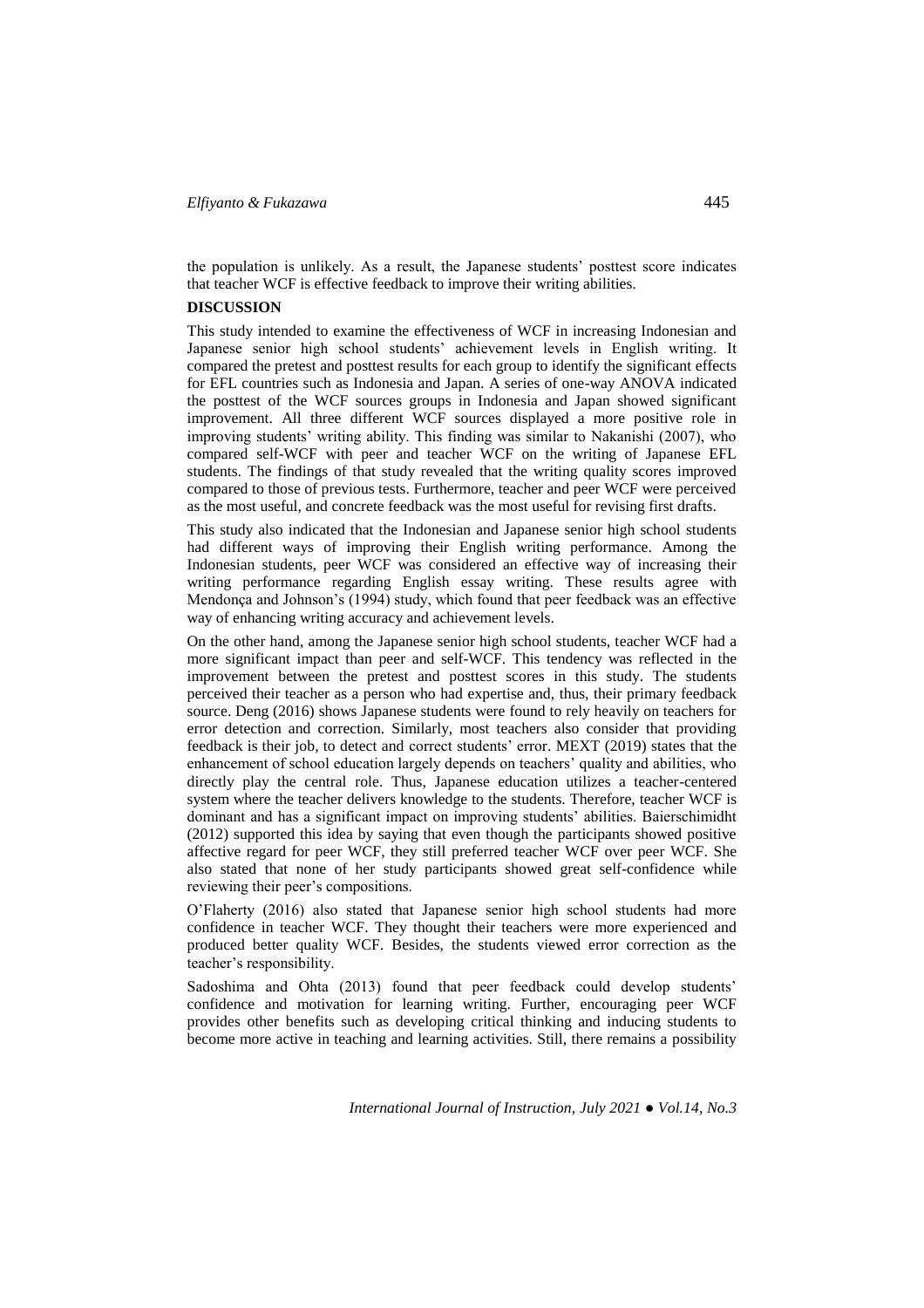the population is unlikely. As a result, the Japanese students' posttest score indicates that teacher WCF is effective feedback to improve their writing abilities.

## DISCUSSION

This study intended to examine the effectiveness of WCF in increasing Indonesian and Japanese senior high school students' achievement levels in English writing. It compared the pretest and posttest results for each group to identify the significant effects for EFL countries such as Indonesia and Japan. A series of one-way ANOVA indicated the posttest of the WCF sources groups in Indonesia and Japan showed significant improvement. All three different WCF sources displayed a more positive role in improving students' writing ability. This finding was similar to Nakanishi (2007), who compared self-WCF with peer and teacher WCF on the writing of Japanese EFL students. The findings of that study revealed that the writing quality scores improved compared to those of previous tests. Furthermore, teacher and peer WCF were perceived as the most useful, and concrete feedback was the most useful for revising first drafts.

This study also indicated that the Indonesian and Japanese senior high school students had different ways of improving their English writing performance. Among the Indonesian students, peer WCF was considered an effective way of increasing their writing performance regarding English essay writing. These results agree with Mendonça and Johnson's (1994) study, which found that peer feedback was an effective way of enhancing writing accuracy and achievement levels.

On the other hand, among the Japanese senior high school students, teacher WCF had a more significant impact than peer and self-WCF. This tendency was reflected in the improvement between the pretest and posttest scores in this study. The students perceived their teacher as a person who had expertise and, thus, their primary feedback source. Deng (2016) shows Japanese students were found to rely heavily on teachers for error detection and correction. Similarly, most teachers also consider that providing feedback is their job, to detect and correct students' error. MEXT (2019) states that the enhancement of school education largely depends on teachers' quality and abilities, who directly play the central role. Thus, Japanese education utilizes a teacher-centered system where the teacher delivers knowledge to the students. Therefore, teacher WCF is dominant and has a significant impact on improving students' abilities. Baierschimidht (2012) supported this idea by saying that even though the participants showed positive affective regard for peer WCF, they still preferred teacher WCF over peer WCF. She also stated that none of her study participants showed great self-confidence while reviewing their peer's compositions.

O'Flaherty (2016) also stated that Japanese senior high school students had more confidence in teacher WCF. They thought their teachers were more experienced and produced better quality WCF. Besides, the students viewed error correction as the teacher's responsibility.

Sadoshima and Ohta (2013) found that peer feedback could develop students' confidence and motivation for learning writing. Further, encouraging peer WCF provides other benefits such as developing critical thinking and inducing students to become more active in teaching and learning activities. Still, there remains a possibility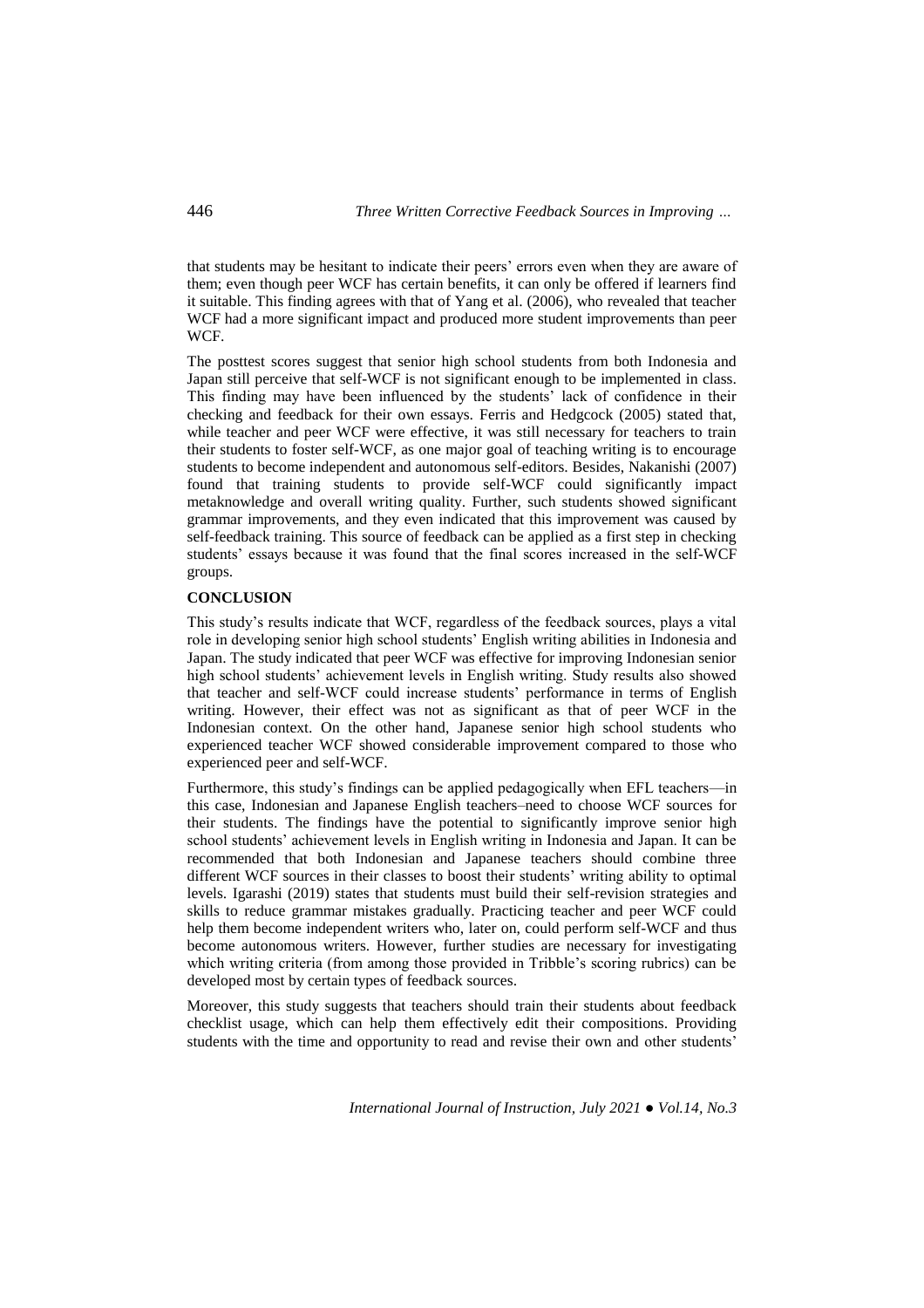that students may be hesitant to indicate their peers' errors even when they are aware of them; even though peer WCF has certain benefits, it can only be offered if learners find it suitable. This finding agrees with that of Yang et al. (2006), who revealed that teacher WCF had a more significant impact and produced more student improvements than peer WCF.

The posttest scores suggest that senior high school students from both Indonesia and Japan still perceive that self-WCF is not significant enough to be implemented in class. This finding may have been influenced by the students' lack of confidence in their checking and feedback for their own essays. Ferris and Hedgcock (2005) stated that, while teacher and peer WCF were effective, it was still necessary for teachers to train their students to foster self-WCF, as one major goal of teaching writing is to encourage students to become independent and autonomous self-editors. Besides, Nakanishi (2007) found that training students to provide self-WCF could significantly impact metaknowledge and overall writing quality. Further, such students showed significant grammar improvements, and they even indicated that this improvement was caused by self-feedback training. This source of feedback can be applied as a first step in checking students' essays because it was found that the final scores increased in the self-WCF groups.

## CONCLUSION

This study's results indicate that WCF, regardless of the feedback sources, plays a vital role in developing senior high school students' English writing abilities in Indonesia and Japan. The study indicated that peer WCF was effective for improving Indonesian senior high school students' achievement levels in English writing. Study results also showed that teacher and self-WCF could increase students' performance in terms of English writing. However, their effect was not as significant as that of peer WCF in the Indonesian context. On the other hand, Japanese senior high school students who experienced teacher WCF showed considerable improvement compared to those who experienced peer and self-WCF.

Furthermore, this study's findings can be applied pedagogically when EFL teachers—in this case, Indonesian and Japanese English teachers–need to choose WCF sources for their students. The findings have the potential to significantly improve senior high school students' achievement levels in English writing in Indonesia and Japan. It can be recommended that both Indonesian and Japanese teachers should combine three different WCF sources in their classes to boost their students' writing ability to optimal levels. Igarashi (2019) states that students must build their self-revision strategies and skills to reduce grammar mistakes gradually. Practicing teacher and peer WCF could help them become independent writers who, later on, could perform self-WCF and thus become autonomous writers. However, further studies are necessary for investigating which writing criteria (from among those provided in Tribble's scoring rubrics) can be developed most by certain types of feedback sources.

Moreover, this study suggests that teachers should train their students about feedback checklist usage, which can help them effectively edit their compositions. Providing students with the time and opportunity to read and revise their own and other students'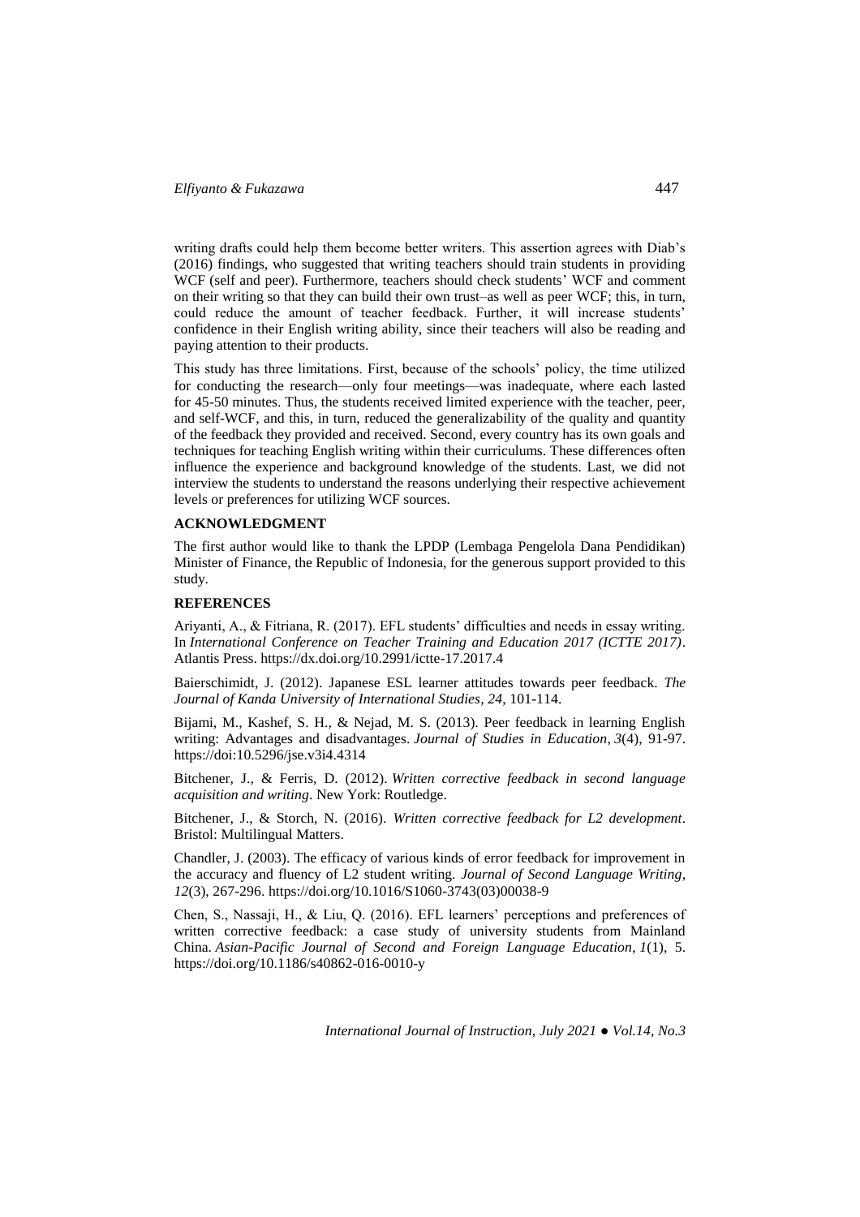writing drafts could help them become better writers. This assertion agrees with Diab's (2016) findings, who suggested that writing teachers should train students in providing WCF (self and peer). Furthermore, teachers should check students' WCF and comment on their writing so that they can build their own trust–as well as peer WCF; this, in turn, could reduce the amount of teacher feedback. Further, it will increase students' confidence in their English writing ability, since their teachers will also be reading and paying attention to their products.

This study has three limitations. First, because of the schools' policy, the time utilized for conducting the research—only four meetings—was inadequate, where each lasted for 45-50 minutes. Thus, the students received limited experience with the teacher, peer, and self-WCF, and this, in turn, reduced the generalizability of the quality and quantity of the feedback they provided and received. Second, every country has its own goals and techniques for teaching English writing within their curriculums. These differences often influence the experience and background knowledge of the students. Last, we did not interview the students to understand the reasons underlying their respective achievement levels or preferences for utilizing WCF sources.

## ACKNOWLEDGMENT

The first author would like to thank the LPDP (Lembaga Pengelola Dana Pendidikan) Minister of Finance, the Republic of Indonesia, for the generous support provided to this study.

## REFERENCES

Ariyanti, A., & Fitriana, R. (2017). EFL students' difficulties and needs in essay writing. In *International Conference on Teacher Training and Education 2017 (ICTTE 2017)*. Atlantis Press. https://dx.doi.org/10.2991/ictte-17.2017.4

Baierschimidt, J. (2012). Japanese ESL learner attitudes towards peer feedback. *The Journal of Kanda University of International Studies*, *24*, 101-114.

Bijami, M., Kashef, S. H., & Nejad, M. S. (2013). Peer feedback in learning English writing: Advantages and disadvantages. *Journal of Studies in Education*, *3*(4), 91-97. https://doi:10.5296/jse.v3i4.4314

Bitchener, J., & Ferris, D. (2012). *Written corrective feedback in second language acquisition and writing*. New York: Routledge.

Bitchener, J., & Storch, N. (2016). *Written corrective feedback for L2 development*. Bristol: Multilingual Matters.

Chandler, J. (2003). The efficacy of various kinds of error feedback for improvement in the accuracy and fluency of L2 student writing. *Journal of Second Language Writing*, *12*(3), 267-296. https://doi.org/10.1016/S1060-3743(03)00038-9

Chen, S., Nassaji, H., & Liu, Q. (2016). EFL learners' perceptions and preferences of written corrective feedback: a case study of university students from Mainland China. *Asian-Pacific Journal of Second and Foreign Language Education*, *1*(1), 5. https://doi.org/10.1186/s40862-016-0010-y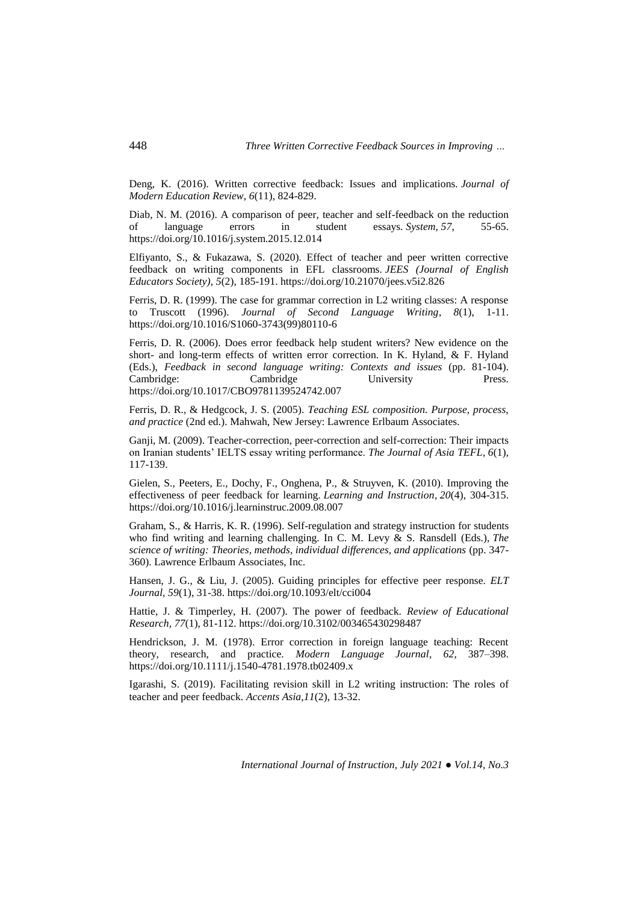Deng, K. (2016). Written corrective feedback: Issues and implications. *Journal of Modern Education Review*, *6*(11), 824-829.

Diab, N. M. (2016). A comparison of peer, teacher and self-feedback on the reduction of language errors in student essays. *System*, *57*, 55-65. https://doi.org/10.1016/j.system.2015.12.014

Elfiyanto, S., & Fukazawa, S. (2020). Effect of teacher and peer written corrective feedback on writing components in EFL classrooms. *JEES (Journal of English Educators Society)*, *5*(2), 185-191. https://doi.org/10.21070/jees.v5i2.826

Ferris, D. R. (1999). The case for grammar correction in L2 writing classes: A response to Truscott (1996). *Journal of Second Language Writing*, *8*(1), 1-11. https://doi.org/10.1016/S1060-3743(99)80110-6

Ferris, D. R. (2006). Does error feedback help student writers? New evidence on the short- and long-term effects of written error correction. In K. Hyland, & F. Hyland (Eds.), *Feedback in second language writing: Contexts and issues* (pp. 81-104). Cambridge: Cambridge University Press. https://doi.org/10.1017/CBO9781139524742.007

Ferris, D. R., & Hedgcock, J. S. (2005). *Teaching ESL composition. Purpose, process, and practice* (2nd ed.). Mahwah, New Jersey: Lawrence Erlbaum Associates.

Ganji, M. (2009). Teacher-correction, peer-correction and self-correction: Their impacts on Iranian students' IELTS essay writing performance. *The Journal of Asia TEFL*, *6*(1), 117-139.

Gielen, S., Peeters, E., Dochy, F., Onghena, P., & Struyven, K. (2010). Improving the effectiveness of peer feedback for learning. *Learning and Instruction*, *20*(4), 304-315. https://doi.org/10.1016/j.learninstruc.2009.08.007

Graham, S., & Harris, K. R. (1996). Self-regulation and strategy instruction for students who find writing and learning challenging. In C. M. Levy & S. Ransdell (Eds.), *The science of writing: Theories, methods, individual differences, and applications* (pp. 347-360). Lawrence Erlbaum Associates, Inc.

Hansen, J. G., & Liu, J. (2005). Guiding principles for effective peer response. *ELT Journal*, *59*(1), 31-38. https://doi.org/10.1093/elt/cci004

Hattie, J. & Timperley, H. (2007). The power of feedback. *Review of Educational Research, 77*(1), 81-112. https://doi.org/10.3102/003465430298487

Hendrickson, J. M. (1978). Error correction in foreign language teaching: Recent theory, research, and practice. *Modern Language Journal*, *62*, 387–398. https://doi.org/10.1111/j.1540-4781.1978.tb02409.x

Igarashi, S. (2019). Facilitating revision skill in L2 writing instruction: The roles of teacher and peer feedback. *Accents Asia*,*11*(2), 13-32.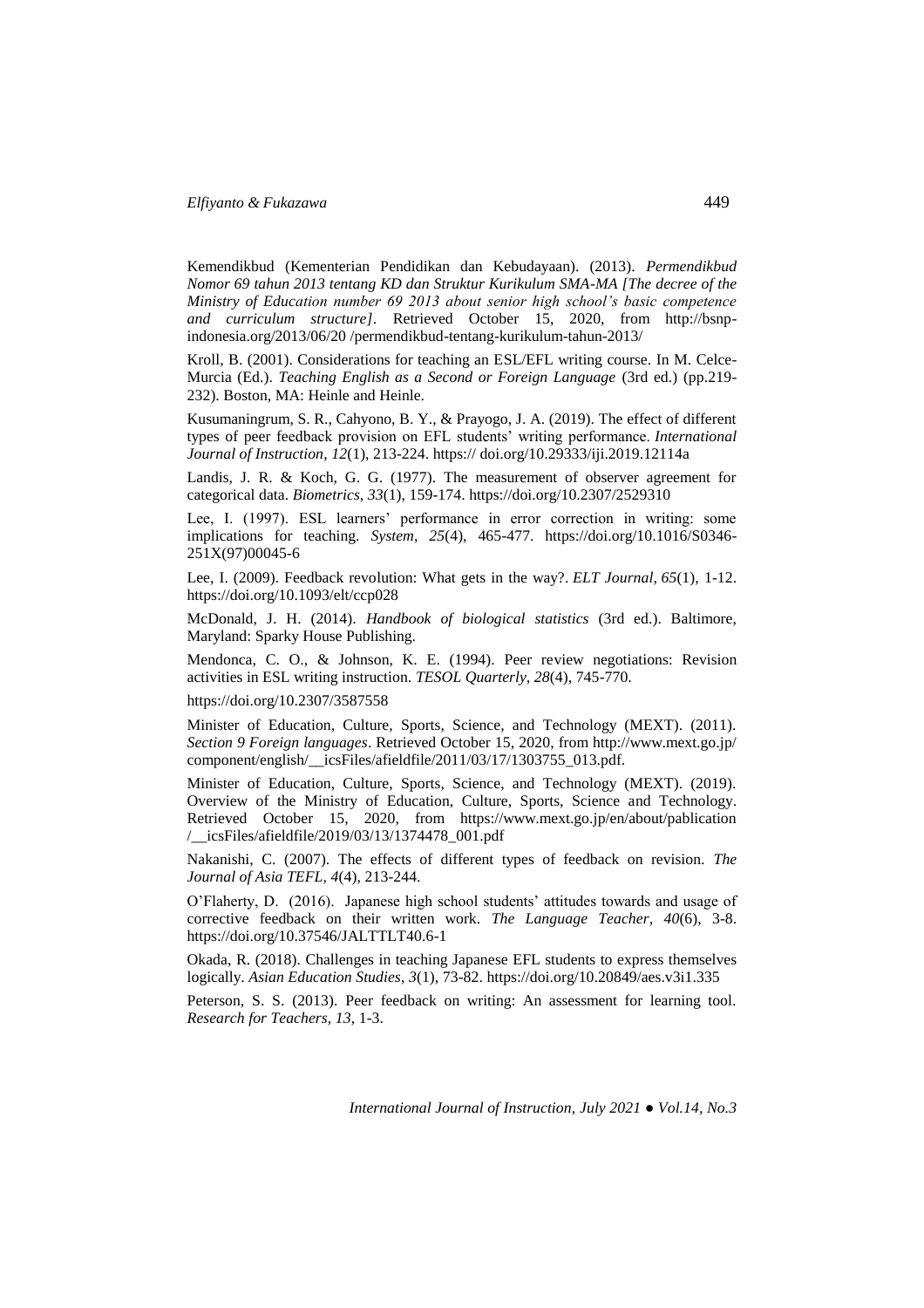Kemendikbud (Kementerian Pendidikan dan Kebudayaan). (2013). *Permendikbud Nomor 69 tahun 2013 tentang KD dan Struktur Kurikulum SMA-MA [The decree of the Ministry of Education number 69 2013 about senior high school's basic competence and curriculum structure]*. Retrieved October 15, 2020, from http://bsnp-indonesia.org/2013/06/20 /permendikbud-tentang-kurikulum-tahun-2013/

Kroll, B. (2001). Considerations for teaching an ESL/EFL writing course. In M. Celce-Murcia (Ed.). *Teaching English as a Second or Foreign Language* (3rd ed.) (pp.219-232). Boston, MA: Heinle and Heinle.

Kusumaningrum, S. R., Cahyono, B. Y., & Prayogo, J. A. (2019). The effect of different types of peer feedback provision on EFL students' writing performance. *International Journal of Instruction*, *12*(1), 213-224. https:// doi.org/10.29333/iji.2019.12114a

Landis, J. R. & Koch, G. G. (1977). The measurement of observer agreement for categorical data. *Biometrics*, *33*(1), 159-174. https://doi.org/10.2307/2529310

Lee, I. (1997). ESL learners' performance in error correction in writing: some implications for teaching. *System*, *25*(4), 465-477. https://doi.org/10.1016/S0346-251X(97)00045-6

Lee, I. (2009). Feedback revolution: What gets in the way?. *ELT Journal, 65*(1), 1-12. https://doi.org/10.1093/elt/ccp028

McDonald, J. H. (2014). *Handbook of biological statistics* (3rd ed.). Baltimore, Maryland: Sparky House Publishing.

Mendonca, C. O., & Johnson, K. E. (1994). Peer review negotiations: Revision activities in ESL writing instruction. *TESOL Quarterly, 28*(4), 745-770.

https://doi.org/10.2307/3587558

Minister of Education, Culture, Sports, Science, and Technology (MEXT). (2011). *Section 9 Foreign languages*. Retrieved October 15, 2020, from http://www.mext.go.jp/ component/english/__icsFiles/afieldfile/2011/03/17/1303755_013.pdf.

Minister of Education, Culture, Sports, Science, and Technology (MEXT). (2019). Overview of the Ministry of Education, Culture, Sports, Science and Technology. Retrieved October 15, 2020, from https://www.mext.go.jp/en/about/pablication /__icsFiles/afieldfile/2019/03/13/1374478_001.pdf

Nakanishi, C. (2007). The effects of different types of feedback on revision. *The Journal of Asia TEFL, 4*(4), 213-244.

O'Flaherty, D. (2016). Japanese high school students' attitudes towards and usage of corrective feedback on their written work. *The Language Teacher*, *40*(6), 3-8. https://doi.org/10.37546/JALTTLT40.6-1

Okada, R. (2018). Challenges in teaching Japanese EFL students to express themselves logically. *Asian Education Studies*, *3*(1), 73-82. https://doi.org/10.20849/aes.v3i1.335

Peterson, S. S. (2013). Peer feedback on writing: An assessment for learning tool. *Research for Teachers*, *13*, 1-3.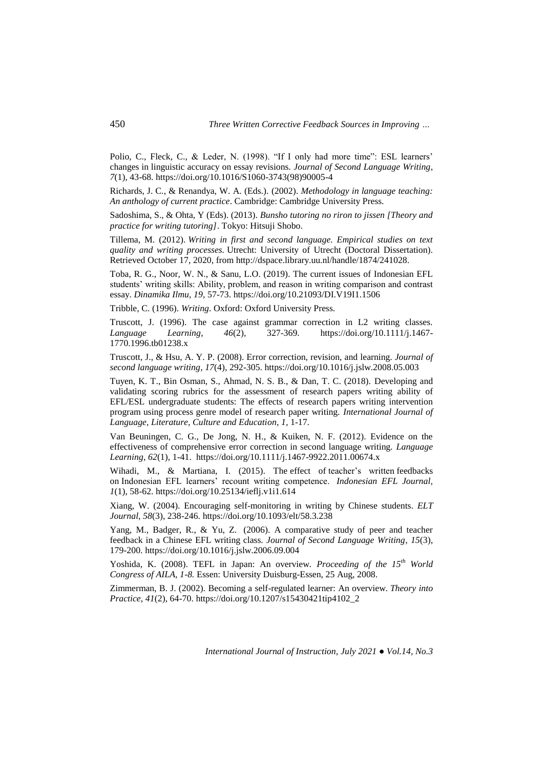Polio, C., Fleck, C., & Leder, N. (1998). "If I only had more time": ESL learners' changes in linguistic accuracy on essay revisions. *Journal of Second Language Writing*, *7*(1), 43-68. https://doi.org/10.1016/S1060-3743(98)90005-4

Richards, J. C., & Renandya, W. A. (Eds.). (2002). *Methodology in language teaching: An anthology of current practice*. Cambridge: Cambridge University Press.

Sadoshima, S., & Ohta, Y (Eds). (2013). *Bunsho tutoring no riron to jissen [Theory and practice for writing tutoring]*. Tokyo: Hitsuji Shobo.

Tillema, M. (2012). *Writing in first and second language. Empirical studies on text quality and writing processes.* Utrecht: University of Utrecht (Doctoral Dissertation). Retrieved October 17, 2020, from http://dspace.library.uu.nl/handle/1874/241028.

Toba, R. G., Noor, W. N., & Sanu, L.O. (2019). The current issues of Indonesian EFL students' writing skills: Ability, problem, and reason in writing comparison and contrast essay. *Dinamika Ilmu*, *19*, 57-73. https://doi.org/10.21093/DI.V19I1.1506

Tribble, C. (1996). *Writing*. Oxford: Oxford University Press.

Truscott, J. (1996). The case against grammar correction in L2 writing classes. *Language Learning*, *46*(2), 327-369. https://doi.org/10.1111/j.1467-1770.1996.tb01238.x

Truscott, J., & Hsu, A. Y. P. (2008). Error correction, revision, and learning. *Journal of second language writing*, *17*(4), 292-305. https://doi.org/10.1016/j.jslw.2008.05.003

Tuyen, K. T., Bin Osman, S., Ahmad, N. S. B., & Dan, T. C. (2018). Developing and validating scoring rubrics for the assessment of research papers writing ability of EFL/ESL undergraduate students: The effects of research papers writing intervention program using process genre model of research paper writing. *International Journal of Language, Literature, Culture and Education*, *1*, 1-17.

Van Beuningen, C. G., De Jong, N. H., & Kuiken, N. F. (2012). Evidence on the effectiveness of comprehensive error correction in second language writing. *Language Learning*, *62*(1), 1-41. https://doi.org/10.1111/j.1467-9922.2011.00674.x

Wihadi, M., & Martiana, I. (2015). The effect of teacher's written feedbacks on Indonesian EFL learners' recount writing competence. *Indonesian EFL Journal, 1*(1), 58-62. https://doi.org/10.25134/ieflj.v1i1.614

Xiang, W. (2004). Encouraging self-monitoring in writing by Chinese students. *ELT Journal*, *58*(3), 238-246. https://doi.org/10.1093/elt/58.3.238

Yang, M., Badger, R., & Yu, Z. (2006). A comparative study of peer and teacher feedback in a Chinese EFL writing class. *Journal of Second Language Writing*, *15*(3), 179-200. https://doi.org/10.1016/j.jslw.2006.09.004

Yoshida, K. (2008). TEFL in Japan: An overview. *Proceeding of the 15th World Congress of AILA, 1-8.* Essen: University Duisburg-Essen, 25 Aug, 2008.

Zimmerman, B. J. (2002). Becoming a self-regulated learner: An overview. *Theory into Practice*, *41*(2), 64-70. https://doi.org/10.1207/s15430421tip4102_2